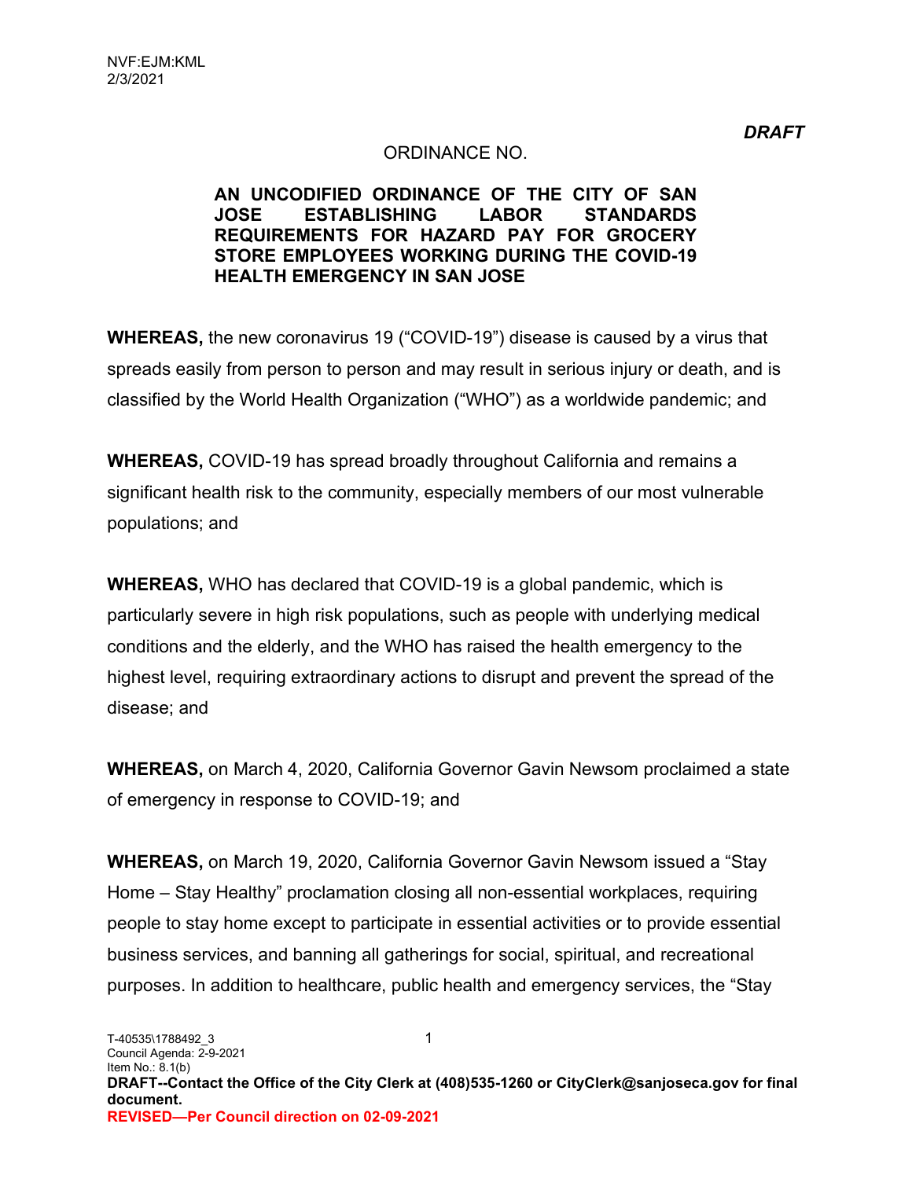NVF:EJM:KML
2/3/2021

***DRAFT***

ORDINANCE NO.

**AN UNCODIFIED ORDINANCE OF THE CITY OF SAN JOSE ESTABLISHING LABOR STANDARDS REQUIREMENTS FOR HAZARD PAY FOR GROCERY STORE EMPLOYEES WORKING DURING THE COVID-19 HEALTH EMERGENCY IN SAN JOSE**

**WHEREAS,** the new coronavirus 19 ("COVID-19") disease is caused by a virus that spreads easily from person to person and may result in serious injury or death, and is classified by the World Health Organization ("WHO") as a worldwide pandemic; and

**WHEREAS,** COVID-19 has spread broadly throughout California and remains a significant health risk to the community, especially members of our most vulnerable populations; and

**WHEREAS,** WHO has declared that COVID-19 is a global pandemic, which is particularly severe in high risk populations, such as people with underlying medical conditions and the elderly, and the WHO has raised the health emergency to the highest level, requiring extraordinary actions to disrupt and prevent the spread of the disease; and

**WHEREAS,** on March 4, 2020, California Governor Gavin Newsom proclaimed a state of emergency in response to COVID-19; and

**WHEREAS,** on March 19, 2020, California Governor Gavin Newsom issued a "Stay Home – Stay Healthy" proclamation closing all non-essential workplaces, requiring people to stay home except to participate in essential activities or to provide essential business services, and banning all gatherings for social, spiritual, and recreational purposes. In addition to healthcare, public health and emergency services, the "Stay

T-40535\1788492_3
Council Agenda: 2-9-2021
Item No.: 8.1(b)
**DRAFT--Contact the Office of the City Clerk at (408)535-1260 or CityClerk@sanjoseca.gov for final document.**
**REVISED—Per Council direction on 02-09-2021**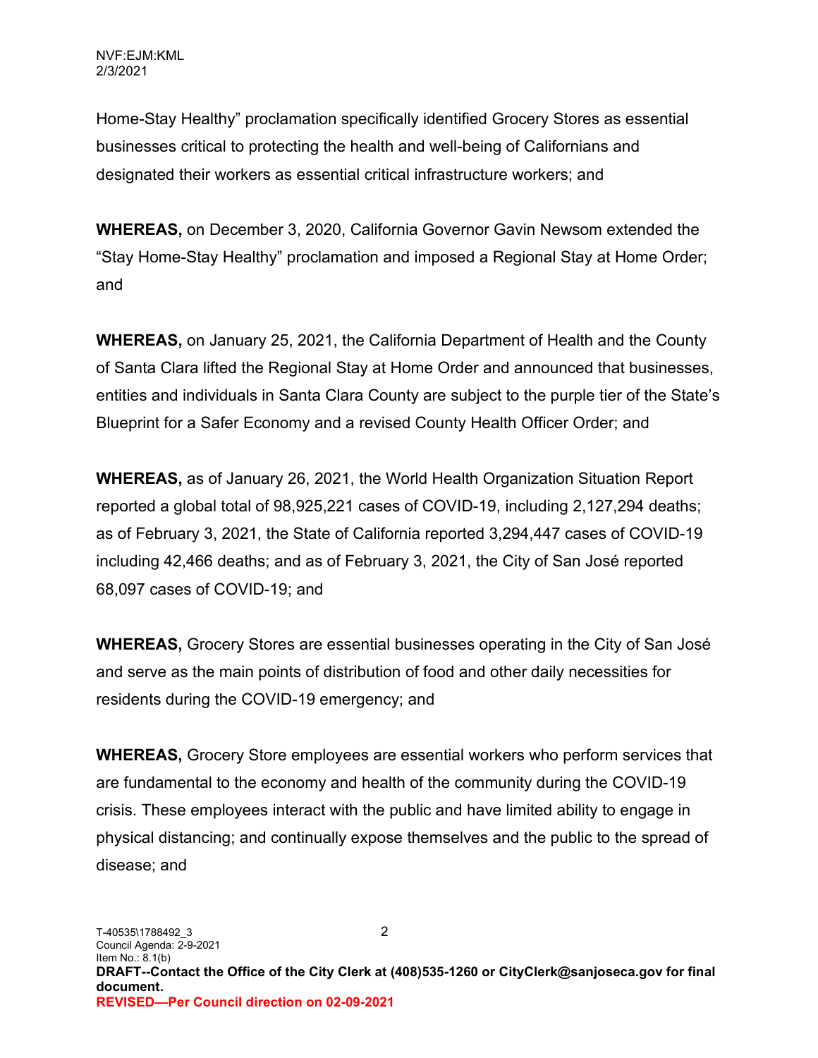Home-Stay Healthy" proclamation specifically identified Grocery Stores as essential businesses critical to protecting the health and well-being of Californians and designated their workers as essential critical infrastructure workers; and

**WHEREAS,** on December 3, 2020, California Governor Gavin Newsom extended the "Stay Home-Stay Healthy" proclamation and imposed a Regional Stay at Home Order; and

**WHEREAS,** on January 25, 2021, the California Department of Health and the County of Santa Clara lifted the Regional Stay at Home Order and announced that businesses, entities and individuals in Santa Clara County are subject to the purple tier of the State's Blueprint for a Safer Economy and a revised County Health Officer Order; and

**WHEREAS,** as of January 26, 2021, the World Health Organization Situation Report reported a global total of 98,925,221 cases of COVID-19, including 2,127,294 deaths; as of February 3, 2021, the State of California reported 3,294,447 cases of COVID-19 including 42,466 deaths; and as of February 3, 2021, the City of San José reported 68,097 cases of COVID-19; and

**WHEREAS,** Grocery Stores are essential businesses operating in the City of San José and serve as the main points of distribution of food and other daily necessities for residents during the COVID-19 emergency; and

**WHEREAS,** Grocery Store employees are essential workers who perform services that are fundamental to the economy and health of the community during the COVID-19 crisis. These employees interact with the public and have limited ability to engage in physical distancing; and continually expose themselves and the public to the spread of disease; and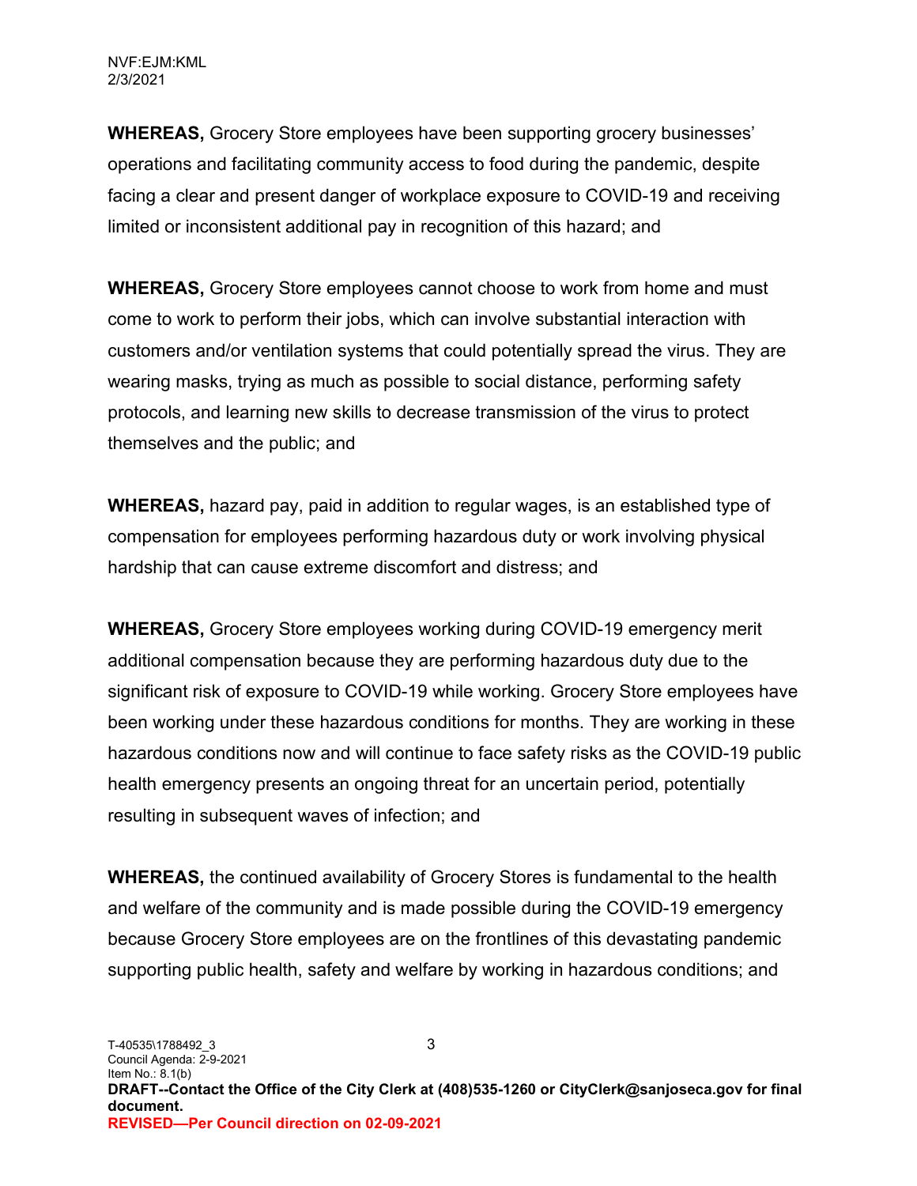**WHEREAS,** Grocery Store employees have been supporting grocery businesses' operations and facilitating community access to food during the pandemic, despite facing a clear and present danger of workplace exposure to COVID-19 and receiving limited or inconsistent additional pay in recognition of this hazard; and

**WHEREAS,** Grocery Store employees cannot choose to work from home and must come to work to perform their jobs, which can involve substantial interaction with customers and/or ventilation systems that could potentially spread the virus. They are wearing masks, trying as much as possible to social distance, performing safety protocols, and learning new skills to decrease transmission of the virus to protect themselves and the public; and

**WHEREAS,** hazard pay, paid in addition to regular wages, is an established type of compensation for employees performing hazardous duty or work involving physical hardship that can cause extreme discomfort and distress; and

**WHEREAS,** Grocery Store employees working during COVID-19 emergency merit additional compensation because they are performing hazardous duty due to the significant risk of exposure to COVID-19 while working. Grocery Store employees have been working under these hazardous conditions for months. They are working in these hazardous conditions now and will continue to face safety risks as the COVID-19 public health emergency presents an ongoing threat for an uncertain period, potentially resulting in subsequent waves of infection; and

**WHEREAS,** the continued availability of Grocery Stores is fundamental to the health and welfare of the community and is made possible during the COVID-19 emergency because Grocery Store employees are on the frontlines of this devastating pandemic supporting public health, safety and welfare by working in hazardous conditions; and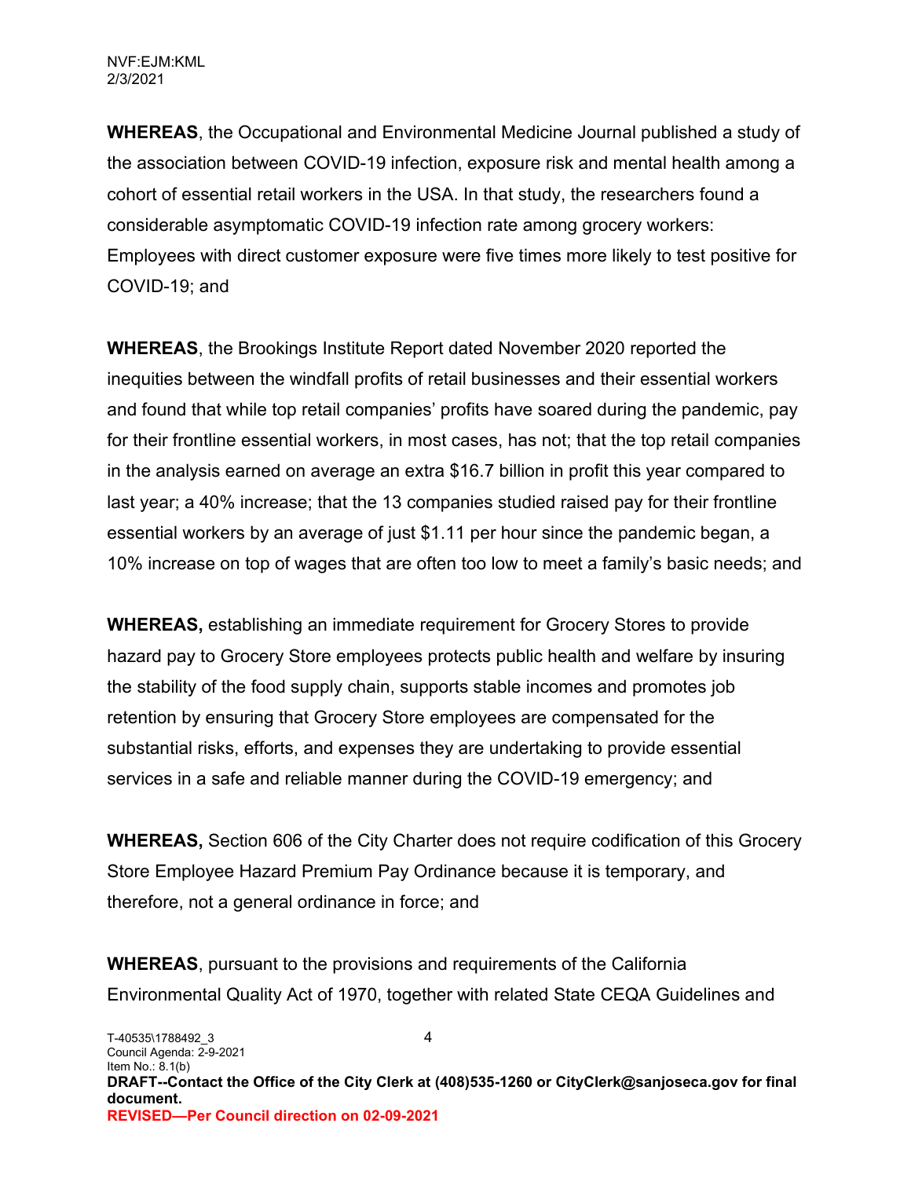**WHEREAS**, the Occupational and Environmental Medicine Journal published a study of the association between COVID-19 infection, exposure risk and mental health among a cohort of essential retail workers in the USA. In that study, the researchers found a considerable asymptomatic COVID-19 infection rate among grocery workers: Employees with direct customer exposure were five times more likely to test positive for COVID-19; and

**WHEREAS**, the Brookings Institute Report dated November 2020 reported the inequities between the windfall profits of retail businesses and their essential workers and found that while top retail companies' profits have soared during the pandemic, pay for their frontline essential workers, in most cases, has not; that the top retail companies in the analysis earned on average an extra $16.7 billion in profit this year compared to last year; a 40% increase; that the 13 companies studied raised pay for their frontline essential workers by an average of just $1.11 per hour since the pandemic began, a 10% increase on top of wages that are often too low to meet a family's basic needs; and

**WHEREAS,** establishing an immediate requirement for Grocery Stores to provide hazard pay to Grocery Store employees protects public health and welfare by insuring the stability of the food supply chain, supports stable incomes and promotes job retention by ensuring that Grocery Store employees are compensated for the substantial risks, efforts, and expenses they are undertaking to provide essential services in a safe and reliable manner during the COVID-19 emergency; and

**WHEREAS,** Section 606 of the City Charter does not require codification of this Grocery Store Employee Hazard Premium Pay Ordinance because it is temporary, and therefore, not a general ordinance in force; and

**WHEREAS**, pursuant to the provisions and requirements of the California Environmental Quality Act of 1970, together with related State CEQA Guidelines and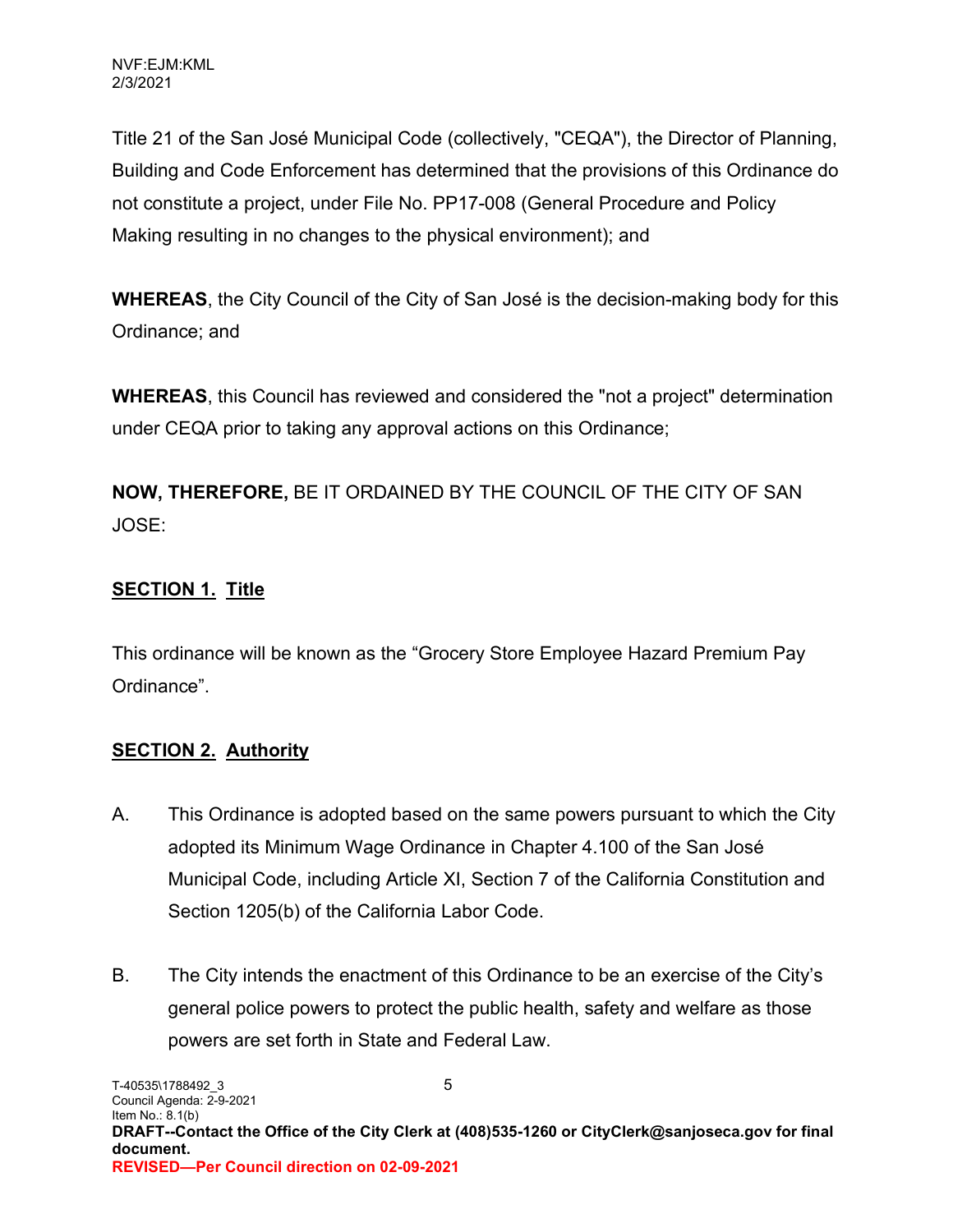Title 21 of the San José Municipal Code (collectively, "CEQA"), the Director of Planning, Building and Code Enforcement has determined that the provisions of this Ordinance do not constitute a project, under File No. PP17-008 (General Procedure and Policy Making resulting in no changes to the physical environment); and

**WHEREAS**, the City Council of the City of San José is the decision-making body for this Ordinance; and

**WHEREAS**, this Council has reviewed and considered the "not a project" determination under CEQA prior to taking any approval actions on this Ordinance;

**NOW, THEREFORE,** BE IT ORDAINED BY THE COUNCIL OF THE CITY OF SAN JOSE:

**SECTION 1. Title**

This ordinance will be known as the “Grocery Store Employee Hazard Premium Pay Ordinance”.

**SECTION 2. Authority**

A. This Ordinance is adopted based on the same powers pursuant to which the City adopted its Minimum Wage Ordinance in Chapter 4.100 of the San José Municipal Code, including Article XI, Section 7 of the California Constitution and Section 1205(b) of the California Labor Code.

B. The City intends the enactment of this Ordinance to be an exercise of the City’s general police powers to protect the public health, safety and welfare as those powers are set forth in State and Federal Law.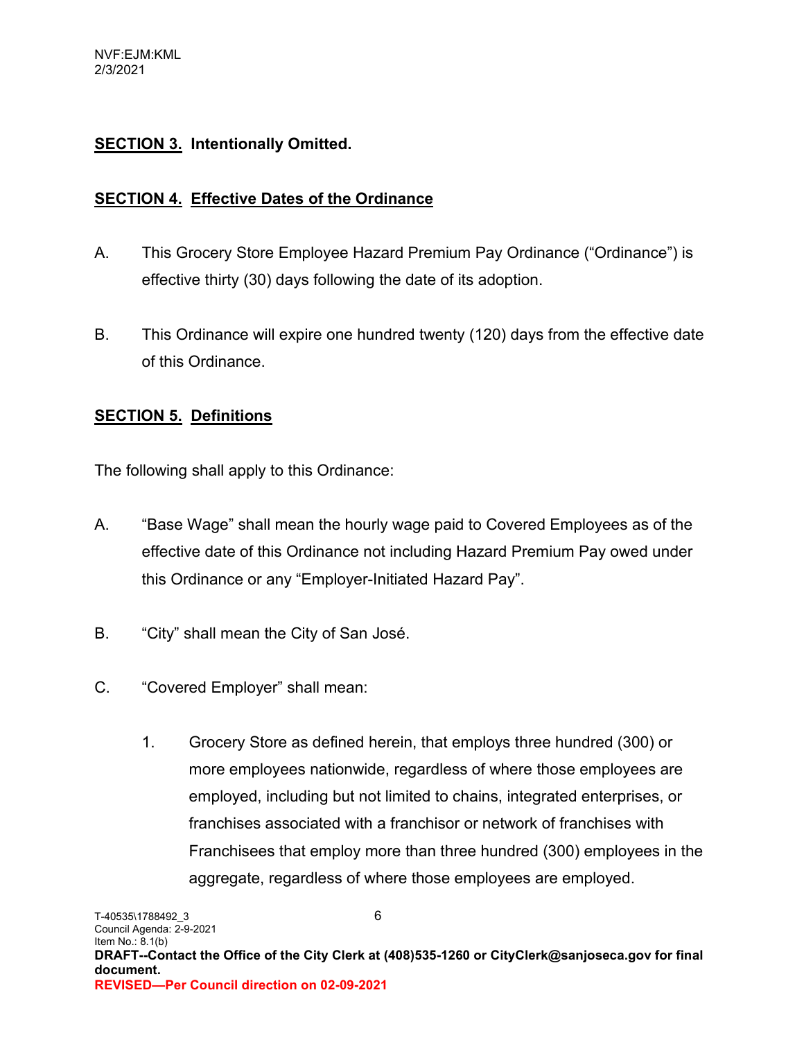## SECTION 3. Intentionally Omitted.

## SECTION 4. Effective Dates of the Ordinance

A. This Grocery Store Employee Hazard Premium Pay Ordinance ("Ordinance") is effective thirty (30) days following the date of its adoption.

B. This Ordinance will expire one hundred twenty (120) days from the effective date of this Ordinance.

## SECTION 5. Definitions

The following shall apply to this Ordinance:

A. "Base Wage" shall mean the hourly wage paid to Covered Employees as of the effective date of this Ordinance not including Hazard Premium Pay owed under this Ordinance or any "Employer-Initiated Hazard Pay".

B. "City" shall mean the City of San José.

C. "Covered Employer" shall mean:

1. Grocery Store as defined herein, that employs three hundred (300) or more employees nationwide, regardless of where those employees are employed, including but not limited to chains, integrated enterprises, or franchises associated with a franchisor or network of franchises with Franchisees that employ more than three hundred (300) employees in the aggregate, regardless of where those employees are employed.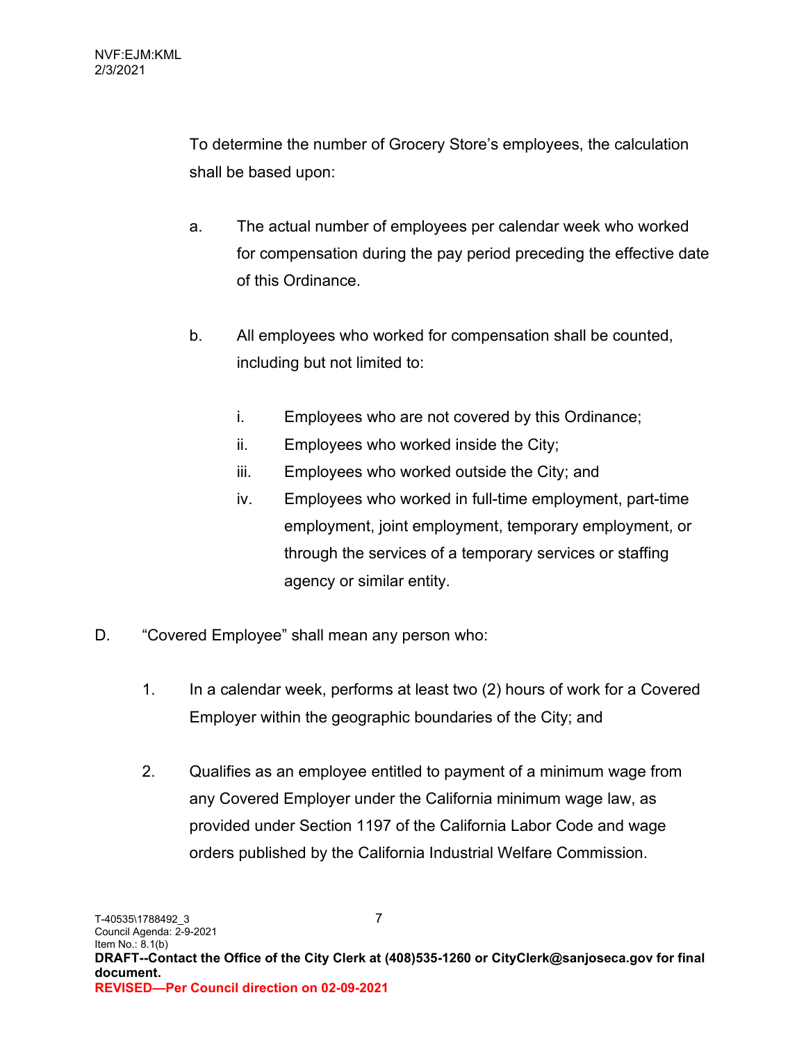To determine the number of Grocery Store's employees, the calculation shall be based upon:

a. The actual number of employees per calendar week who worked for compensation during the pay period preceding the effective date of this Ordinance.

b. All employees who worked for compensation shall be counted, including but not limited to:

   i. Employees who are not covered by this Ordinance;
   
   ii. Employees who worked inside the City;
   
   iii. Employees who worked outside the City; and
   
   iv. Employees who worked in full-time employment, part-time employment, joint employment, temporary employment, or through the services of a temporary services or staffing agency or similar entity.

D. "Covered Employee" shall mean any person who:

1. In a calendar week, performs at least two (2) hours of work for a Covered Employer within the geographic boundaries of the City; and

2. Qualifies as an employee entitled to payment of a minimum wage from any Covered Employer under the California minimum wage law, as provided under Section 1197 of the California Labor Code and wage orders published by the California Industrial Welfare Commission.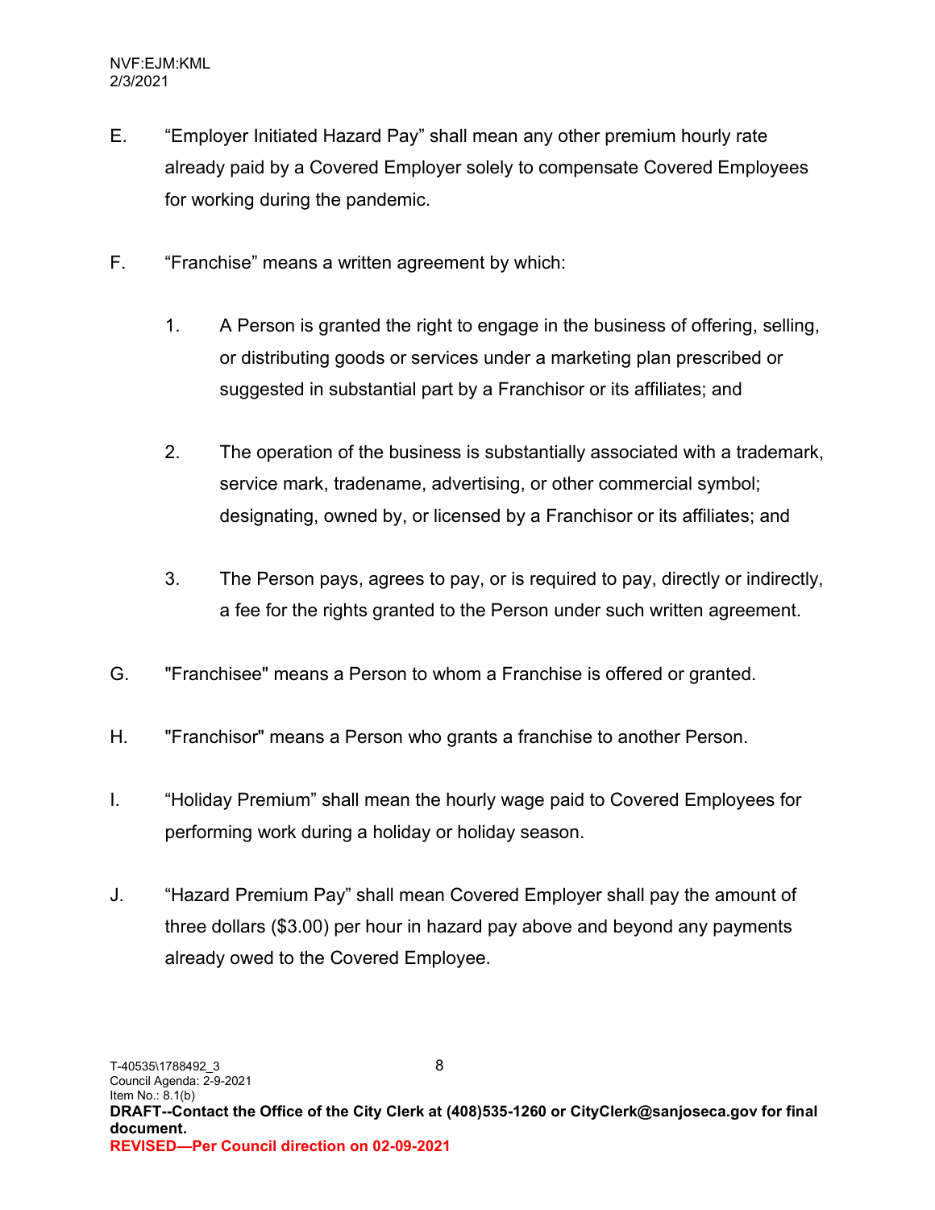E. “Employer Initiated Hazard Pay” shall mean any other premium hourly rate already paid by a Covered Employer solely to compensate Covered Employees for working during the pandemic.

F. “Franchise” means a written agreement by which:

1. A Person is granted the right to engage in the business of offering, selling, or distributing goods or services under a marketing plan prescribed or suggested in substantial part by a Franchisor or its affiliates; and

2. The operation of the business is substantially associated with a trademark, service mark, tradename, advertising, or other commercial symbol; designating, owned by, or licensed by a Franchisor or its affiliates; and

3. The Person pays, agrees to pay, or is required to pay, directly or indirectly, a fee for the rights granted to the Person under such written agreement.

G. "Franchisee" means a Person to whom a Franchise is offered or granted.

H. "Franchisor" means a Person who grants a franchise to another Person.

I. “Holiday Premium” shall mean the hourly wage paid to Covered Employees for performing work during a holiday or holiday season.

J. “Hazard Premium Pay” shall mean Covered Employer shall pay the amount of three dollars ($3.00) per hour in hazard pay above and beyond any payments already owed to the Covered Employee.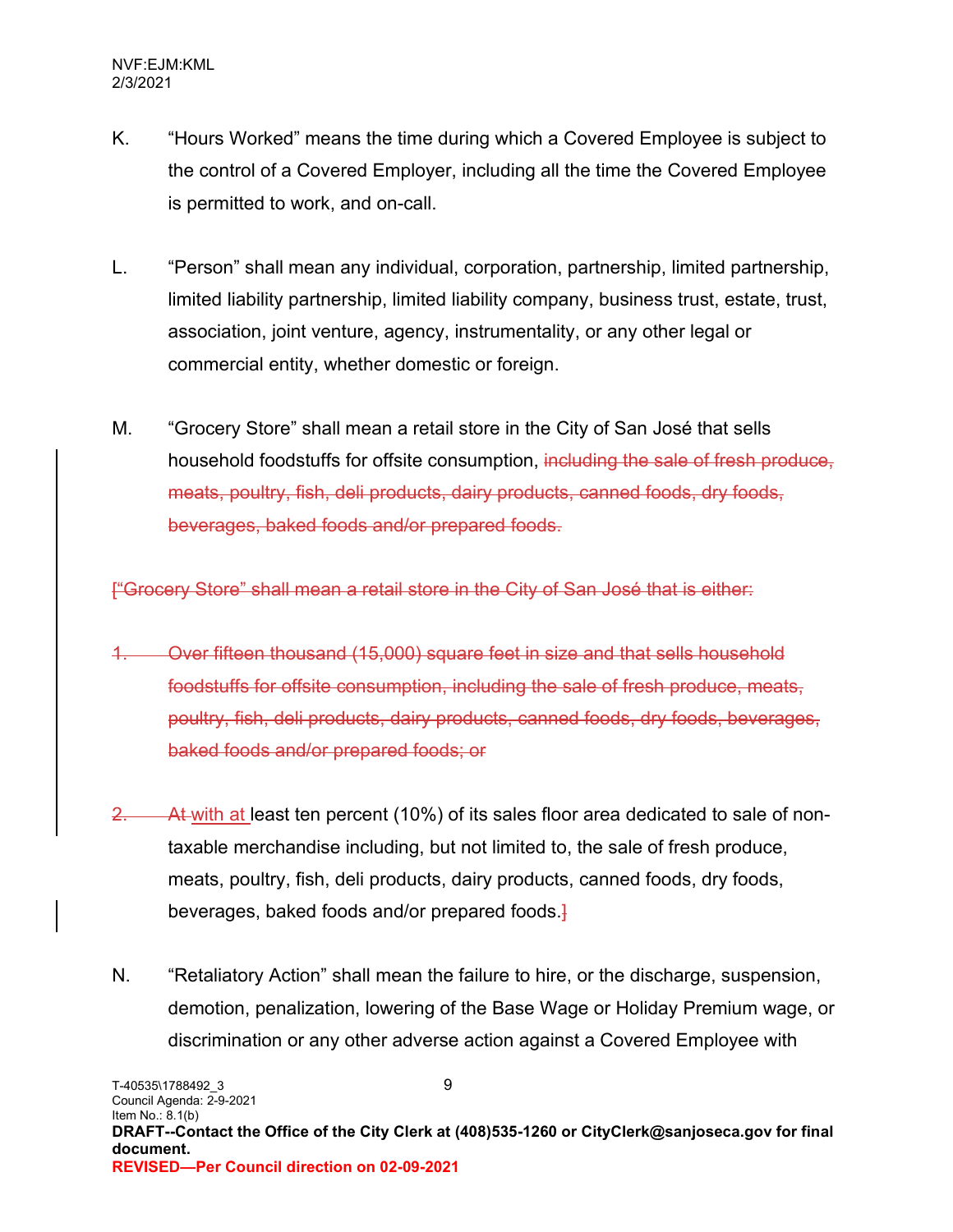K. "Hours Worked" means the time during which a Covered Employee is subject to the control of a Covered Employer, including all the time the Covered Employee is permitted to work, and on-call.

L. "Person" shall mean any individual, corporation, partnership, limited partnership, limited liability partnership, limited liability company, business trust, estate, trust, association, joint venture, agency, instrumentality, or any other legal or commercial entity, whether domestic or foreign.

M. "Grocery Store" shall mean a retail store in the City of San José that sells household foodstuffs for offsite consumption, ~~including the sale of fresh produce, meats, poultry, fish, deli products, dairy products, canned foods, dry foods, beverages, baked foods and/or prepared foods.~~

~~["Grocery Store" shall mean a retail store in the City of San José that is either:~~

~~1. Over fifteen thousand (15,000) square feet in size and that sells household foodstuffs for offsite consumption, including the sale of fresh produce, meats, poultry, fish, deli products, dairy products, canned foods, dry foods, beverages, baked foods and/or prepared foods; or~~

~~2.~~ ~~At~~ with at least ten percent (10%) of its sales floor area dedicated to sale of non-taxable merchandise including, but not limited to, the sale of fresh produce, meats, poultry, fish, deli products, dairy products, canned foods, dry foods, beverages, baked foods and/or prepared foods.~~]~~

N. "Retaliatory Action" shall mean the failure to hire, or the discharge, suspension, demotion, penalization, lowering of the Base Wage or Holiday Premium wage, or discrimination or any other adverse action against a Covered Employee with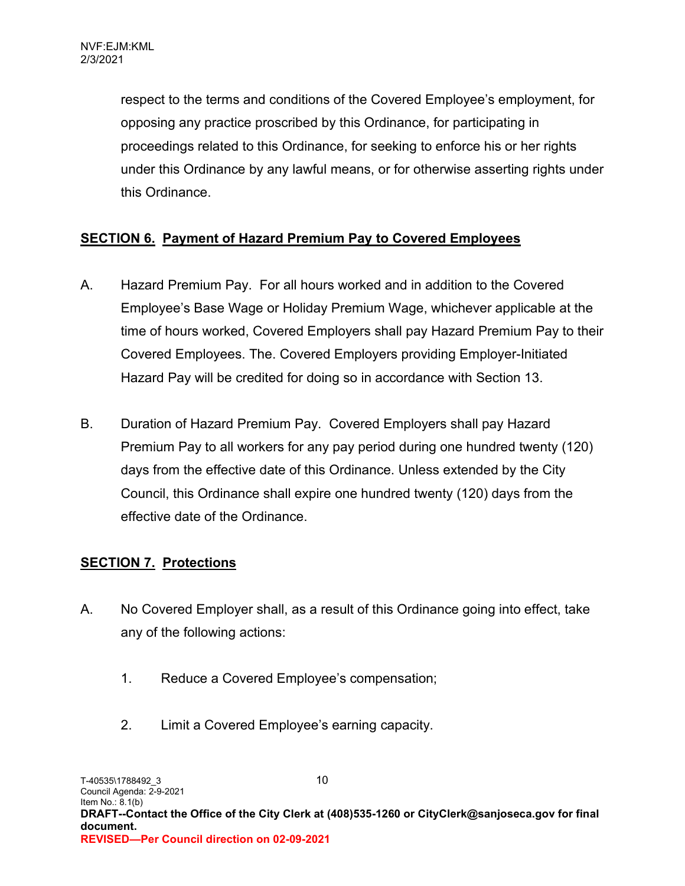respect to the terms and conditions of the Covered Employee's employment, for opposing any practice proscribed by this Ordinance, for participating in proceedings related to this Ordinance, for seeking to enforce his or her rights under this Ordinance by any lawful means, or for otherwise asserting rights under this Ordinance.

## SECTION 6. Payment of Hazard Premium Pay to Covered Employees

A. Hazard Premium Pay. For all hours worked and in addition to the Covered Employee's Base Wage or Holiday Premium Wage, whichever applicable at the time of hours worked, Covered Employers shall pay Hazard Premium Pay to their Covered Employees. The. Covered Employers providing Employer-Initiated Hazard Pay will be credited for doing so in accordance with Section 13.

B. Duration of Hazard Premium Pay. Covered Employers shall pay Hazard Premium Pay to all workers for any pay period during one hundred twenty (120) days from the effective date of this Ordinance. Unless extended by the City Council, this Ordinance shall expire one hundred twenty (120) days from the effective date of the Ordinance.

## SECTION 7. Protections

A. No Covered Employer shall, as a result of this Ordinance going into effect, take any of the following actions:

1. Reduce a Covered Employee's compensation;

2. Limit a Covered Employee's earning capacity.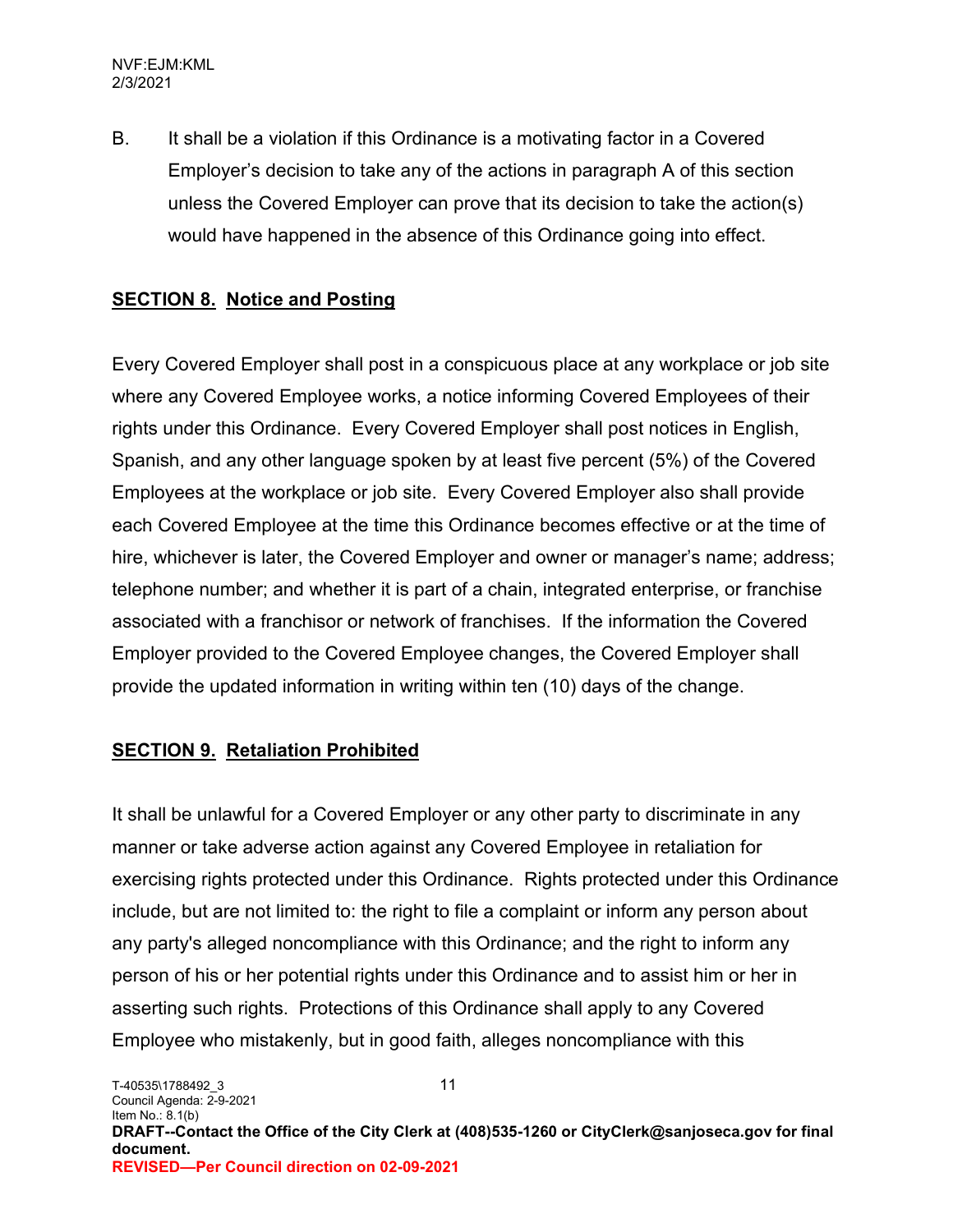B. It shall be a violation if this Ordinance is a motivating factor in a Covered Employer's decision to take any of the actions in paragraph A of this section unless the Covered Employer can prove that its decision to take the action(s) would have happened in the absence of this Ordinance going into effect.

## **SECTION 8. Notice and Posting**

Every Covered Employer shall post in a conspicuous place at any workplace or job site where any Covered Employee works, a notice informing Covered Employees of their rights under this Ordinance. Every Covered Employer shall post notices in English, Spanish, and any other language spoken by at least five percent (5%) of the Covered Employees at the workplace or job site. Every Covered Employer also shall provide each Covered Employee at the time this Ordinance becomes effective or at the time of hire, whichever is later, the Covered Employer and owner or manager's name; address; telephone number; and whether it is part of a chain, integrated enterprise, or franchise associated with a franchisor or network of franchises. If the information the Covered Employer provided to the Covered Employee changes, the Covered Employer shall provide the updated information in writing within ten (10) days of the change.

## **SECTION 9. Retaliation Prohibited**

It shall be unlawful for a Covered Employer or any other party to discriminate in any manner or take adverse action against any Covered Employee in retaliation for exercising rights protected under this Ordinance. Rights protected under this Ordinance include, but are not limited to: the right to file a complaint or inform any person about any party's alleged noncompliance with this Ordinance; and the right to inform any person of his or her potential rights under this Ordinance and to assist him or her in asserting such rights. Protections of this Ordinance shall apply to any Covered Employee who mistakenly, but in good faith, alleges noncompliance with this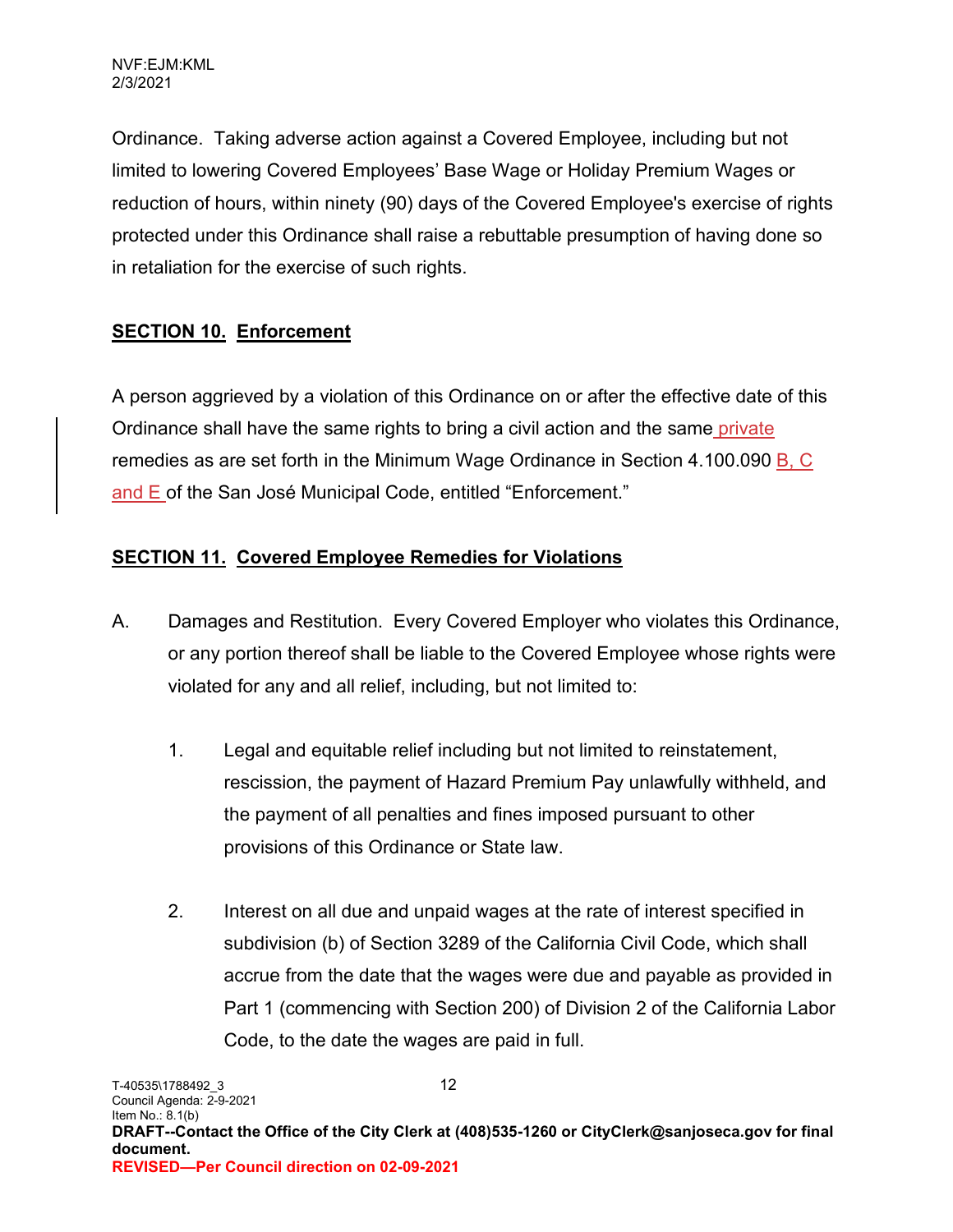Ordinance. Taking adverse action against a Covered Employee, including but not limited to lowering Covered Employees' Base Wage or Holiday Premium Wages or reduction of hours, within ninety (90) days of the Covered Employee's exercise of rights protected under this Ordinance shall raise a rebuttable presumption of having done so in retaliation for the exercise of such rights.

## SECTION 10. Enforcement

A person aggrieved by a violation of this Ordinance on or after the effective date of this Ordinance shall have the same rights to bring a civil action and the same private remedies as are set forth in the Minimum Wage Ordinance in Section 4.100.090 B, C and E of the San José Municipal Code, entitled "Enforcement."

## SECTION 11. Covered Employee Remedies for Violations

A. Damages and Restitution. Every Covered Employer who violates this Ordinance, or any portion thereof shall be liable to the Covered Employee whose rights were violated for any and all relief, including, but not limited to:

1. Legal and equitable relief including but not limited to reinstatement, rescission, the payment of Hazard Premium Pay unlawfully withheld, and the payment of all penalties and fines imposed pursuant to other provisions of this Ordinance or State law.

2. Interest on all due and unpaid wages at the rate of interest specified in subdivision (b) of Section 3289 of the California Civil Code, which shall accrue from the date that the wages were due and payable as provided in Part 1 (commencing with Section 200) of Division 2 of the California Labor Code, to the date the wages are paid in full.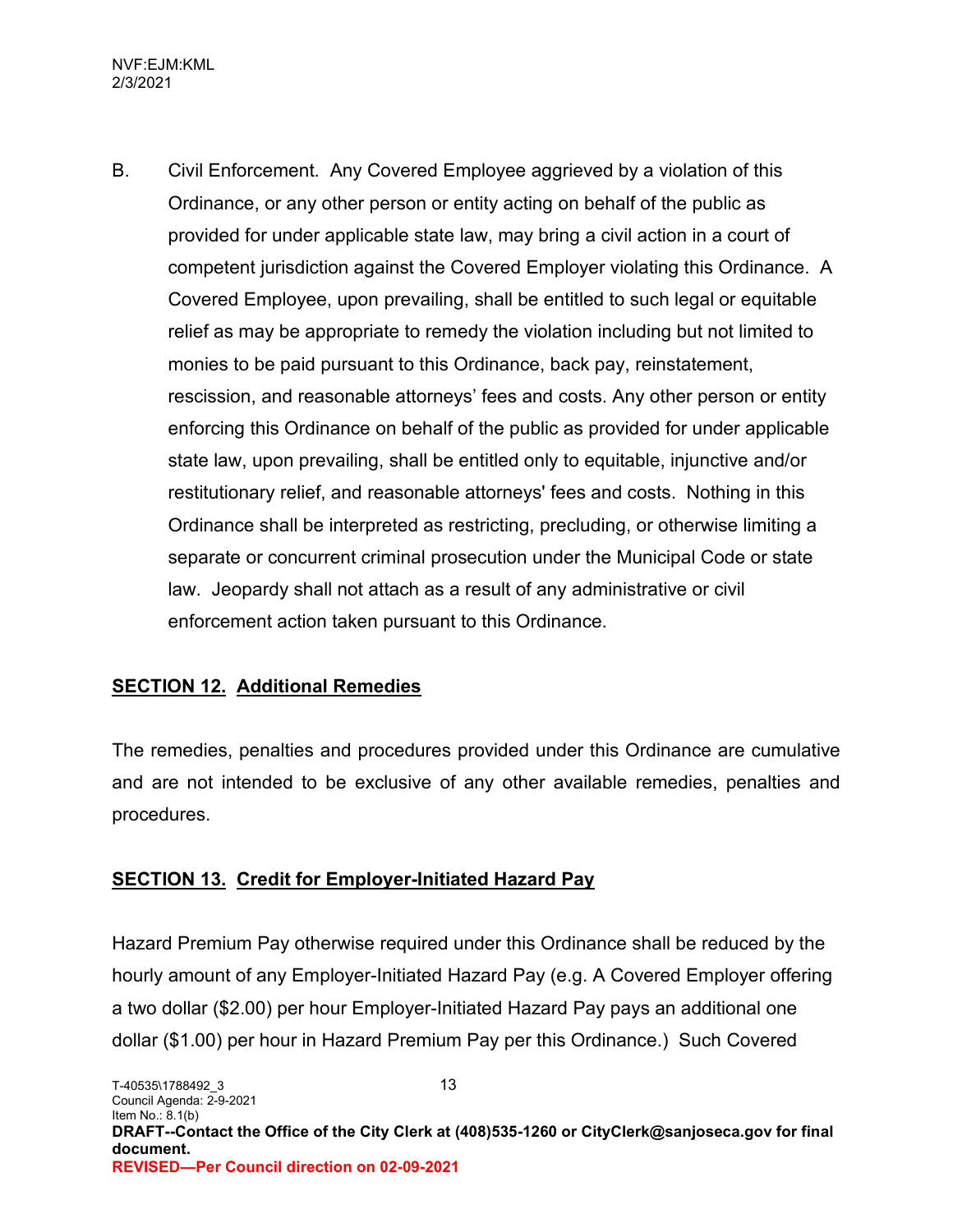B. Civil Enforcement. Any Covered Employee aggrieved by a violation of this Ordinance, or any other person or entity acting on behalf of the public as provided for under applicable state law, may bring a civil action in a court of competent jurisdiction against the Covered Employer violating this Ordinance. A Covered Employee, upon prevailing, shall be entitled to such legal or equitable relief as may be appropriate to remedy the violation including but not limited to monies to be paid pursuant to this Ordinance, back pay, reinstatement, rescission, and reasonable attorneys' fees and costs. Any other person or entity enforcing this Ordinance on behalf of the public as provided for under applicable state law, upon prevailing, shall be entitled only to equitable, injunctive and/or restitutionary relief, and reasonable attorneys' fees and costs. Nothing in this Ordinance shall be interpreted as restricting, precluding, or otherwise limiting a separate or concurrent criminal prosecution under the Municipal Code or state law. Jeopardy shall not attach as a result of any administrative or civil enforcement action taken pursuant to this Ordinance.

## SECTION 12. Additional Remedies

The remedies, penalties and procedures provided under this Ordinance are cumulative and are not intended to be exclusive of any other available remedies, penalties and procedures.

## SECTION 13. Credit for Employer-Initiated Hazard Pay

Hazard Premium Pay otherwise required under this Ordinance shall be reduced by the hourly amount of any Employer-Initiated Hazard Pay (e.g. A Covered Employer offering a two dollar ($2.00) per hour Employer-Initiated Hazard Pay pays an additional one dollar ($1.00) per hour in Hazard Premium Pay per this Ordinance.) Such Covered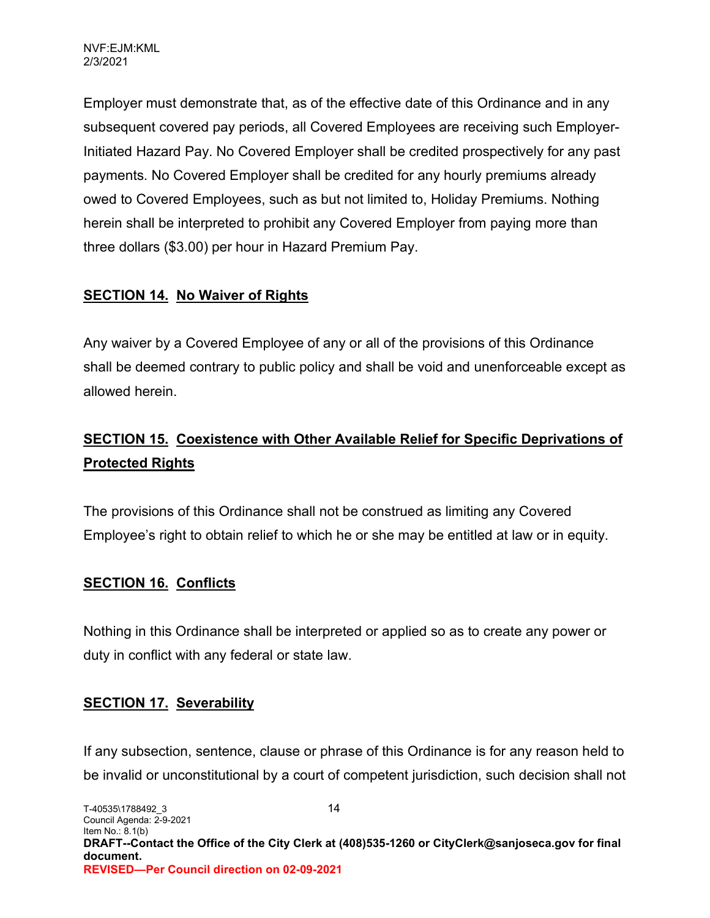Employer must demonstrate that, as of the effective date of this Ordinance and in any subsequent covered pay periods, all Covered Employees are receiving such Employer-Initiated Hazard Pay. No Covered Employer shall be credited prospectively for any past payments. No Covered Employer shall be credited for any hourly premiums already owed to Covered Employees, such as but not limited to, Holiday Premiums. Nothing herein shall be interpreted to prohibit any Covered Employer from paying more than three dollars ($3.00) per hour in Hazard Premium Pay.

## SECTION 14. No Waiver of Rights

Any waiver by a Covered Employee of any or all of the provisions of this Ordinance shall be deemed contrary to public policy and shall be void and unenforceable except as allowed herein.

## SECTION 15. Coexistence with Other Available Relief for Specific Deprivations of Protected Rights

The provisions of this Ordinance shall not be construed as limiting any Covered Employee's right to obtain relief to which he or she may be entitled at law or in equity.

## SECTION 16. Conflicts

Nothing in this Ordinance shall be interpreted or applied so as to create any power or duty in conflict with any federal or state law.

## SECTION 17. Severability

If any subsection, sentence, clause or phrase of this Ordinance is for any reason held to be invalid or unconstitutional by a court of competent jurisdiction, such decision shall not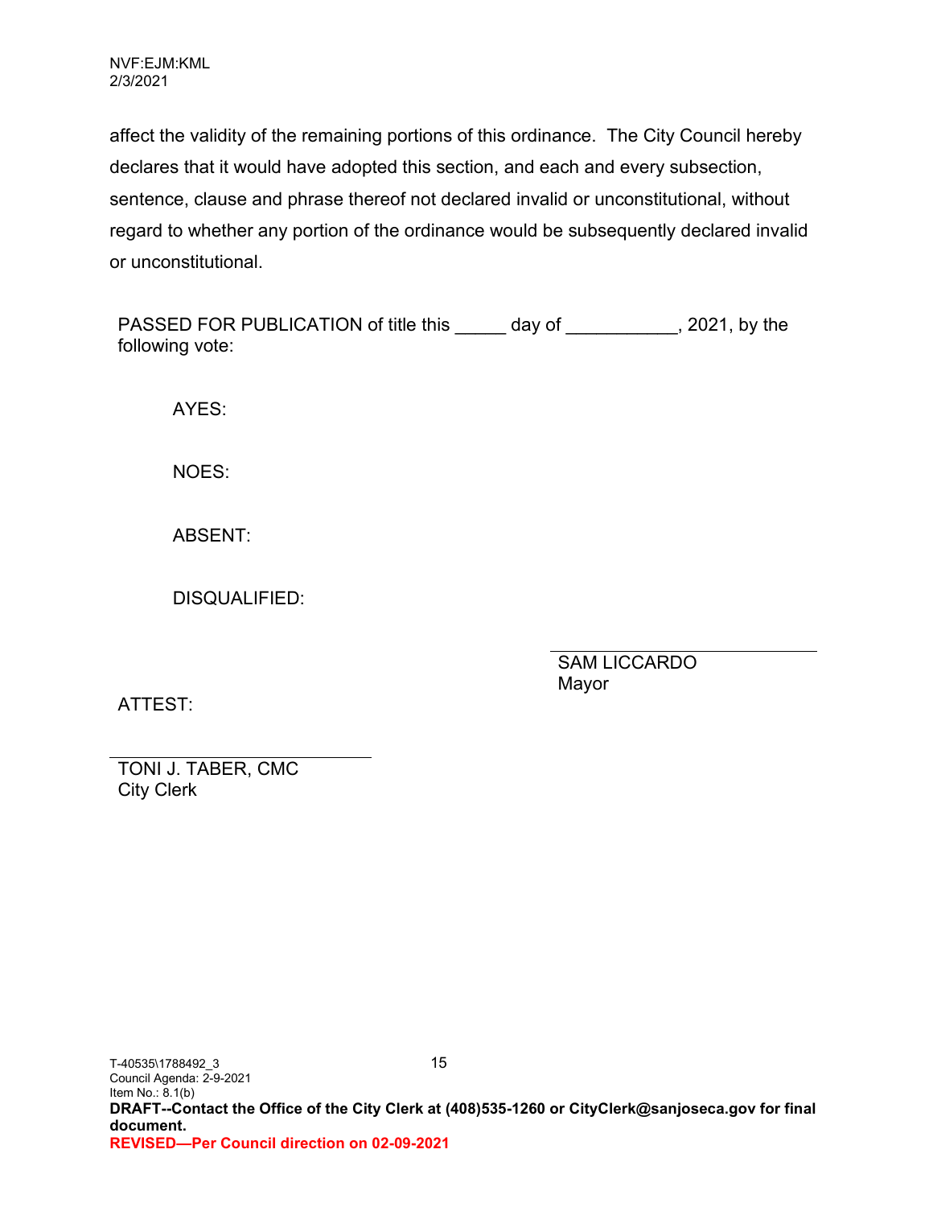affect the validity of the remaining portions of this ordinance. The City Council hereby declares that it would have adopted this section, and each and every subsection, sentence, clause and phrase thereof not declared invalid or unconstitutional, without regard to whether any portion of the ordinance would be subsequently declared invalid or unconstitutional.

PASSED FOR PUBLICATION of title this _____ day of ___________, 2021, by the following vote:

AYES:

NOES:

ABSENT:

DISQUALIFIED:

_________________________
SAM LICCARDO
Mayor

ATTEST:

_________________________
TONI J. TABER, CMC
City Clerk

T-40535\1788492_3
Council Agenda: 2-9-2021
Item No.: 8.1(b)

**DRAFT--Contact the Office of the City Clerk at (408)535-1260 or CityClerk@sanjoseca.gov for final document.**

**REVISED—Per Council direction on 02-09-2021**